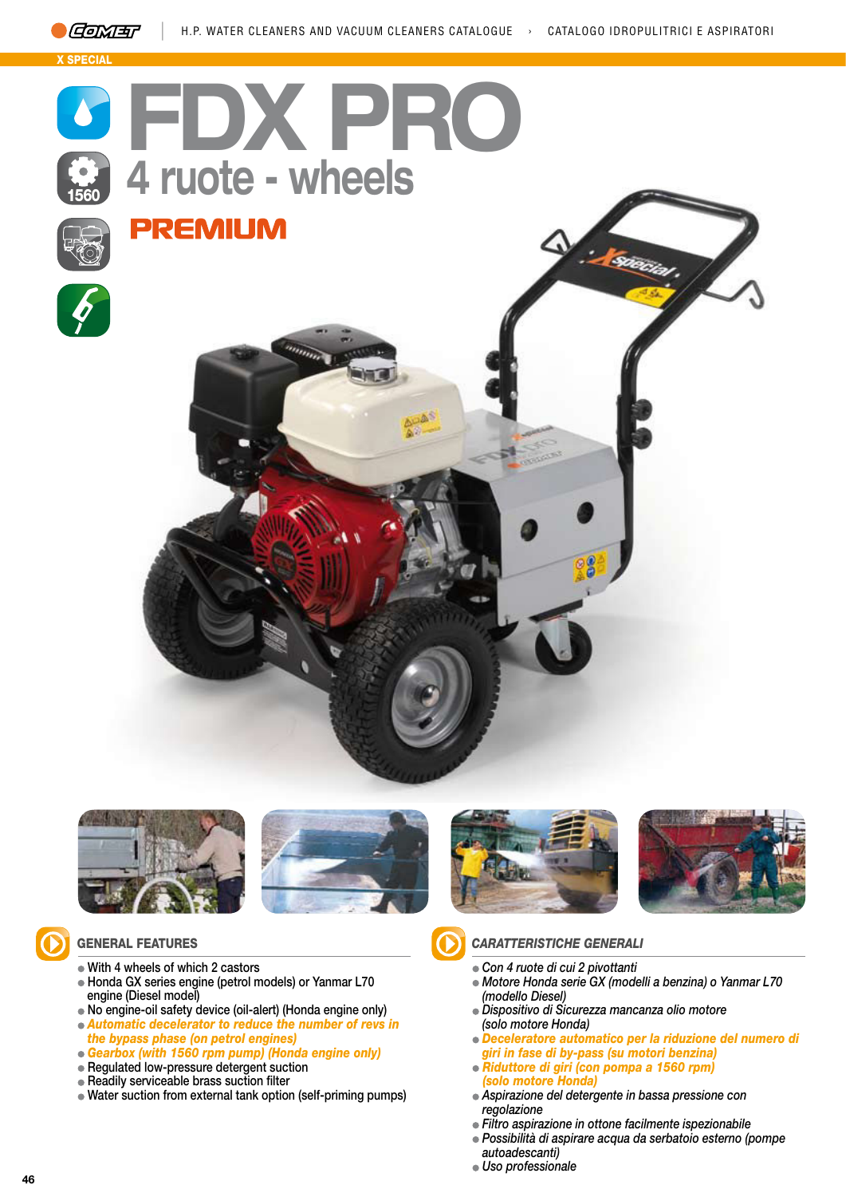X SPECIAL

# FDX PRO

## 4 ruote - wheels

**PREMIUM**

1560

### GENERAL FEATURES

- With 4 wheels of which 2 castors
- Honda GX series engine (petrol models) or Yanmar L70 engine (Diesel model)
- No engine-oil safety device (oil-alert) (Honda engine only)
- ***Automatic decelerator to reduce the number of revs in the bypass phase (on petrol engines)***
- ***Gearbox (with 1560 rpm pump) (Honda engine only)***
- Regulated low-pressure detergent suction
- Readily serviceable brass suction filter
- Water suction from external tank option (self-priming pumps)

### *CARATTERISTICHE GENERALI*

- *Con 4 ruote di cui 2 pivottanti*
- *Motore Honda serie GX (modelli a benzina) o Yanmar L70 (modello Diesel)*
- *Dispositivo di Sicurezza mancanza olio motore (solo motore Honda)*
- ***Deceleratore automatico per la riduzione del numero di giri in fase di by-pass (su motori benzina)***
- ***Riduttore di giri (con pompa a 1560 rpm) (solo motore Honda)***
- *Aspirazione del detergente in bassa pressione con regolazione*
- *Filtro aspirazione in ottone facilmente ispezionabile*
- *Possibilità di aspirare acqua da serbatoio esterno (pompe autoadescanti)*
- *Uso professionale*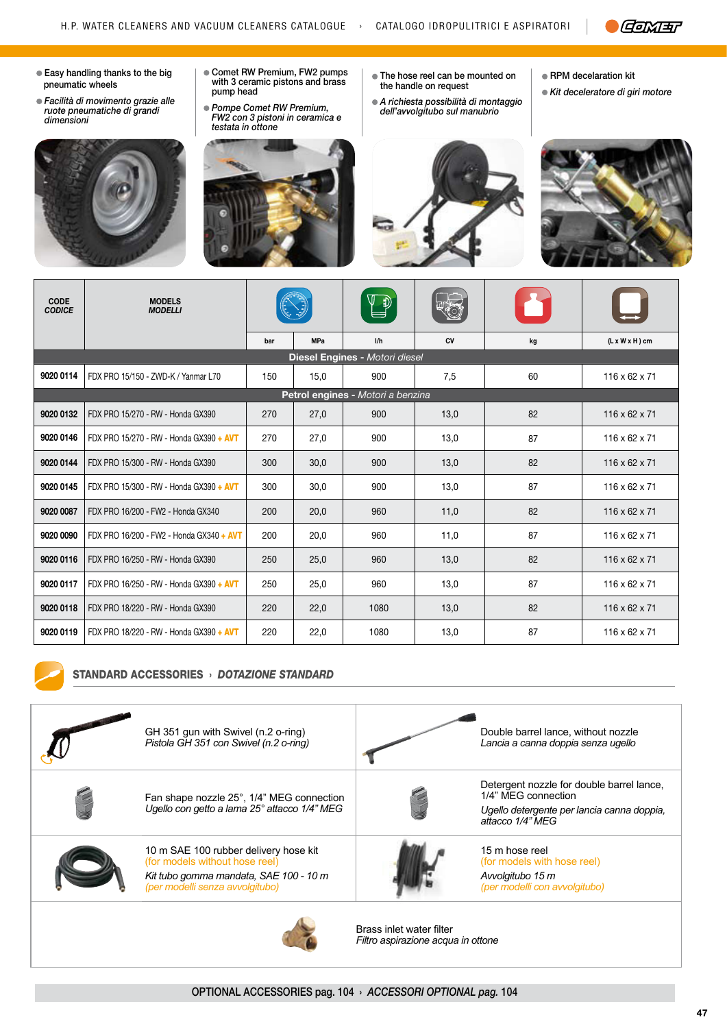- Easy handling thanks to the big pneumatic wheels
- *Facilità di movimento grazie alle ruote pneumatiche di grandi dimensioni*

- Comet RW Premium, FW2 pumps with 3 ceramic pistons and brass pump head
- *Pompe Comet RW Premium, FW2 con 3 pistoni in ceramica e testata in ottone*

- The hose reel can be mounted on the handle on request
- *A richiesta possibilità di montaggio dell'avvolgitubo sul manubrio*

- RPM decelaration kit
- *Kit deceleratore di giri motore*

| CODE *CODICE* | MODELS *MODELLI* | bar | MPa | l/h | CV | kg | (L x W x H) cm |
|---|---|---|---|---|---|---|---|
| **Diesel Engines** - *Motori diesel* | | | | | | | |
| 9020 0114 | FDX PRO 15/150 - ZWD-K / Yanmar L70 | 150 | 15,0 | 900 | 7,5 | 60 | 116 x 62 x 71 |
| **Petrol engines** - *Motori a benzina* | | | | | | | |
| 9020 0132 | FDX PRO 15/270 - RW - Honda GX390 | 270 | 27,0 | 900 | 13,0 | 82 | 116 x 62 x 71 |
| 9020 0146 | FDX PRO 15/270 - RW - Honda GX390 + AVT | 270 | 27,0 | 900 | 13,0 | 87 | 116 x 62 x 71 |
| 9020 0144 | FDX PRO 15/300 - RW - Honda GX390 | 300 | 30,0 | 900 | 13,0 | 82 | 116 x 62 x 71 |
| 9020 0145 | FDX PRO 15/300 - RW - Honda GX390 + AVT | 300 | 30,0 | 900 | 13,0 | 87 | 116 x 62 x 71 |
| 9020 0087 | FDX PRO 16/200 - FW2 - Honda GX340 | 200 | 20,0 | 960 | 11,0 | 82 | 116 x 62 x 71 |
| 9020 0090 | FDX PRO 16/200 - FW2 - Honda GX340 + AVT | 200 | 20,0 | 960 | 11,0 | 87 | 116 x 62 x 71 |
| 9020 0116 | FDX PRO 16/250 - RW - Honda GX390 | 250 | 25,0 | 960 | 13,0 | 82 | 116 x 62 x 71 |
| 9020 0117 | FDX PRO 16/250 - RW - Honda GX390 + AVT | 250 | 25,0 | 960 | 13,0 | 87 | 116 x 62 x 71 |
| 9020 0118 | FDX PRO 18/220 - RW - Honda GX390 | 220 | 22,0 | 1080 | 13,0 | 82 | 116 x 62 x 71 |
| 9020 0119 | FDX PRO 18/220 - RW - Honda GX390 + AVT | 220 | 22,0 | 1080 | 13,0 | 87 | 116 x 62 x 71 |

## STANDARD ACCESSORIES › *DOTAZIONE STANDARD*

- GH 351 gun with Swivel (n.2 o-ring)
  *Pistola GH 351 con Swivel (n.2 o-ring)*
- Double barrel lance, without nozzle
  *Lancia a canna doppia senza ugello*
- Fan shape nozzle 25°, 1/4" MEG connection
  *Ugello con getto a lama 25° attacco 1/4" MEG*
- Detergent nozzle for double barrel lance, 1/4" MEG connection
  *Ugello detergente per lancia canna doppia, attacco 1/4" MEG*
- 10 m SAE 100 rubber delivery hose kit (for models without hose reel)
  *Kit tubo gomma mandata, SAE 100 - 10 m (per modelli senza avvolgitubo)*
- 15 m hose reel (for models with hose reel)
  *Avvolgitubo 15 m (per modelli con avvolgitubo)*
- Brass inlet water filter
  *Filtro aspirazione acqua in ottone*

OPTIONAL ACCESSORIES pag. 104 › *ACCESSORI OPTIONAL pag. 104*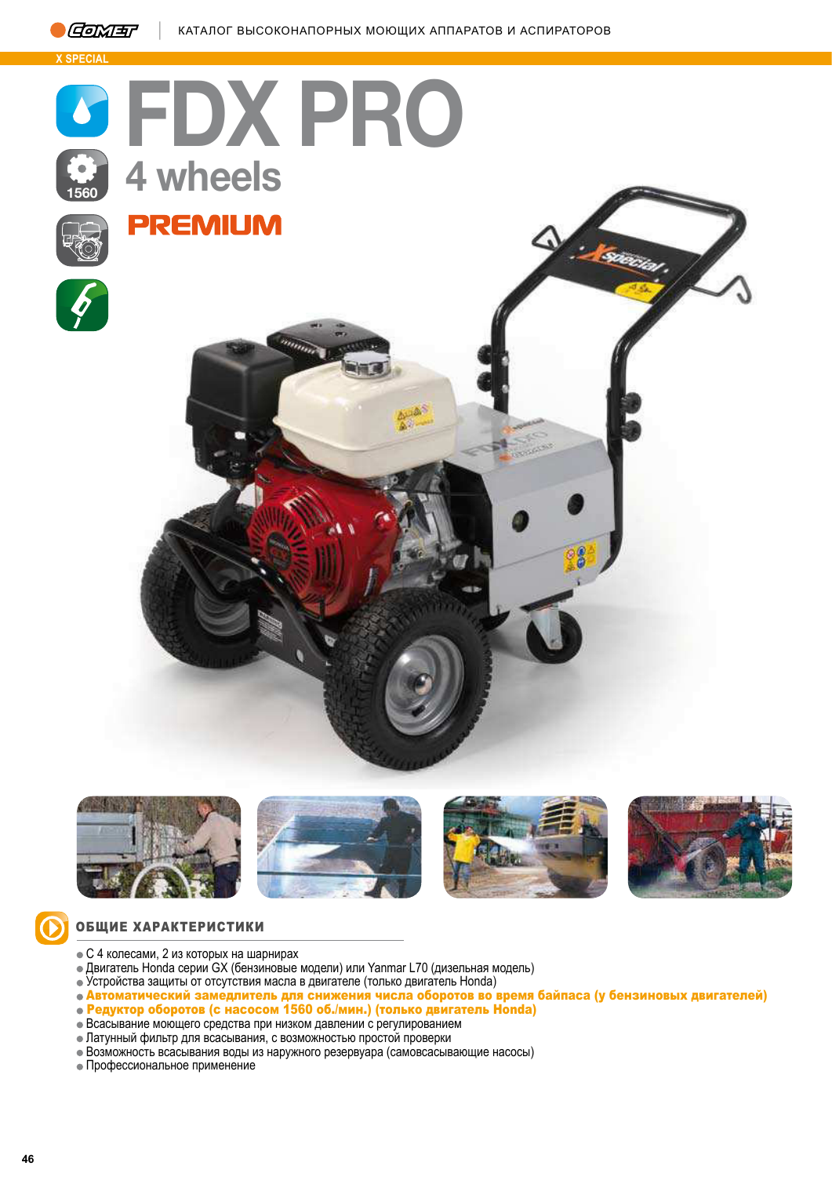X SPECIAL

# FDX PRO

## 4 wheels

**PREMIUM**

1560

### ОБЩИЕ ХАРАКТЕРИСТИКИ

- С 4 колесами, 2 из которых на шарнирах
- Двигатель Honda серии GX (бензиновые модели) или Yanmar L70 (дизельная модель)
- Устройства защиты от отсутствия масла в двигателе (только двигатель Honda)
- **Автоматический замедлитель для снижения числа оборотов во время байпаса (у бензиновых двигателей)**
- **Редуктор оборотов (с насосом 1560 об./мин.) (только двигатель Honda)**
- Всасывание моющего средства при низком давлении с регулированием
- Латунный фильтр для всасывания, с возможностью простой проверки
- Возможность всасывания воды из наружного резервуара (самовсасывающие насосы)
- Профессиональное применение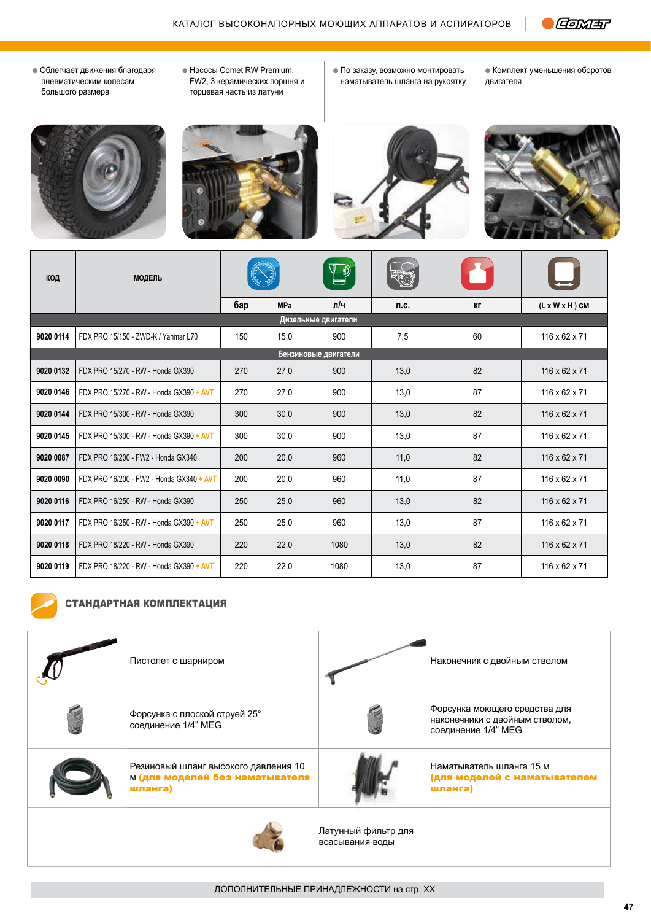- Облегчает движения благодаря пневматическим колесам большого размера
- Насосы Comet RW Premium, FW2, 3 керамических поршня и торцевая часть из латуни
- По заказу, возможно монтировать наматыватель шланга на рукоятку
- Комплект уменьшения оборотов двигателя

| КОД | МОДЕЛЬ | бар | MPa | л/ч | л.с. | кг | (L x W x H) см |
|---|---|---|---|---|---|---|---|
| | | | Дизельные двигатели | | | | |
| 9020 0114 | FDX PRO 15/150 - ZWD-K / Yanmar L70 | 150 | 15,0 | 900 | 7,5 | 60 | 116 x 62 x 71 |
| | | | Бензиновые двигатели | | | | |
| 9020 0132 | FDX PRO 15/270 - RW - Honda GX390 | 270 | 27,0 | 900 | 13,0 | 82 | 116 x 62 x 71 |
| 9020 0146 | FDX PRO 15/270 - RW - Honda GX390 + AVT | 270 | 27,0 | 900 | 13,0 | 87 | 116 x 62 x 71 |
| 9020 0144 | FDX PRO 15/300 - RW - Honda GX390 | 300 | 30,0 | 900 | 13,0 | 82 | 116 x 62 x 71 |
| 9020 0145 | FDX PRO 15/300 - RW - Honda GX390 + AVT | 300 | 30,0 | 900 | 13,0 | 87 | 116 x 62 x 71 |
| 9020 0087 | FDX PRO 16/200 - FW2 - Honda GX340 | 200 | 20,0 | 960 | 11,0 | 82 | 116 x 62 x 71 |
| 9020 0090 | FDX PRO 16/200 - FW2 - Honda GX340 + AVT | 200 | 20,0 | 960 | 11,0 | 87 | 116 x 62 x 71 |
| 9020 0116 | FDX PRO 16/250 - RW - Honda GX390 | 250 | 25,0 | 960 | 13,0 | 82 | 116 x 62 x 71 |
| 9020 0117 | FDX PRO 16/250 - RW - Honda GX390 + AVT | 250 | 25,0 | 960 | 13,0 | 87 | 116 x 62 x 71 |
| 9020 0118 | FDX PRO 18/220 - RW - Honda GX390 | 220 | 22,0 | 1080 | 13,0 | 82 | 116 x 62 x 71 |
| 9020 0119 | FDX PRO 18/220 - RW - Honda GX390 + AVT | 220 | 22,0 | 1080 | 13,0 | 87 | 116 x 62 x 71 |

## СТАНДАРТНАЯ КОМПЛЕКТАЦИЯ

| | |
|---|---|
| Пистолет с шарниром | Наконечник с двойным стволом |
| Форсунка с плоской струей 25° соединение 1/4" MEG | Форсунка моющего средства для наконечники с двойным стволом, соединение 1/4" MEG |
| Резиновый шланг высокого давления 10 м **(для моделей без наматывателя шланга)** | Наматыватель шланга 15 м **(для моделей с наматывателем шланга)** |
| Латунный фильтр для всасывания воды | |

ДОПОЛНИТЕЛЬНЫЕ ПРИНАДЛЕЖНОСТИ на стр. XX